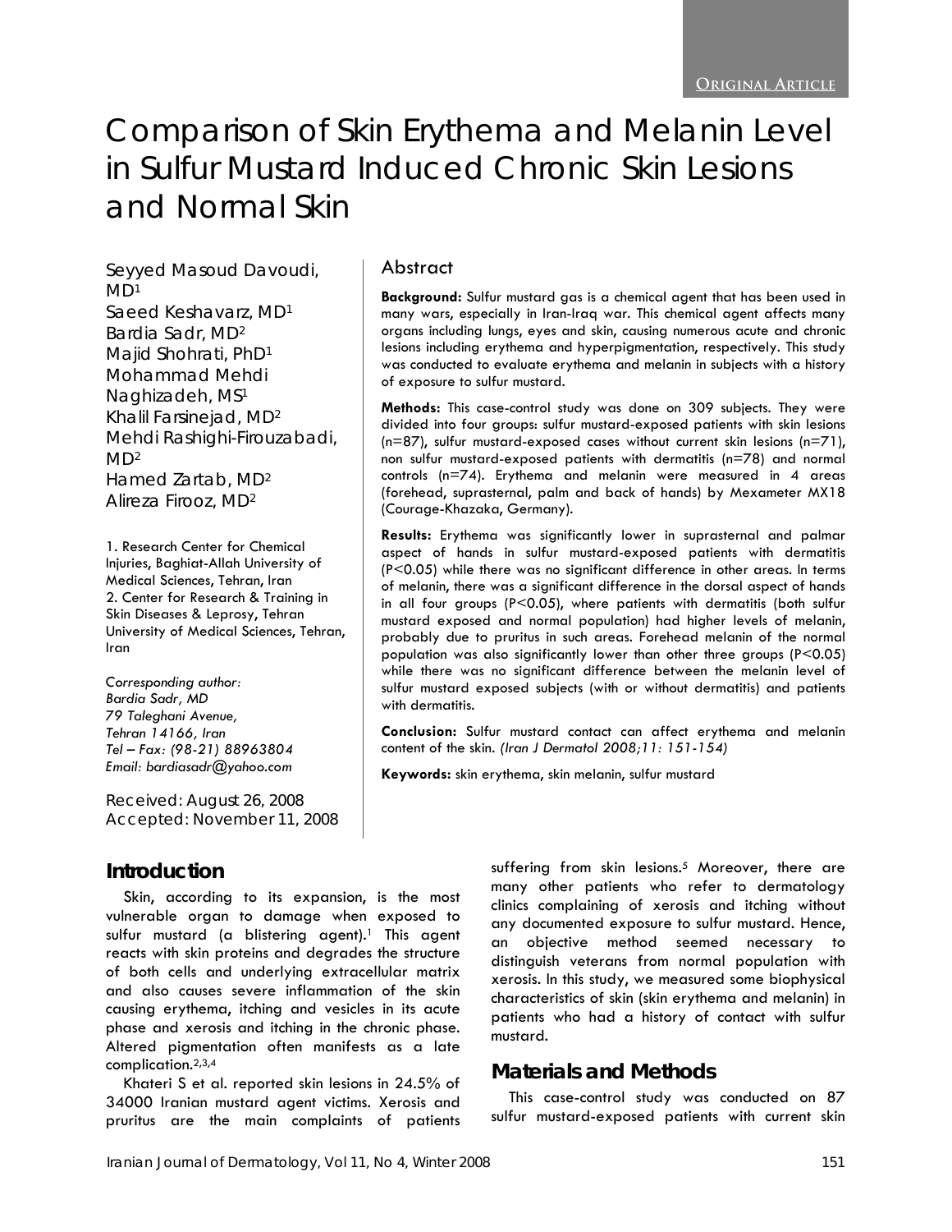ORIGINAL ARTICLE

# Comparison of Skin Erythema and Melanin Level in Sulfur Mustard Induced Chronic Skin Lesions and Normal Skin

Seyyed Masoud Davoudi, MD[1]
Saeed Keshavarz, MD[1]
Bardia Sadr, MD[2]
Majid Shohrati, PhD[1]
Mohammad Mehdi Naghizadeh, MS[1]
Khalil Farsinejad, MD[2]
Mehdi Rashighi-Firouzabadi, MD[2]
Hamed Zartab, MD[2]
Alireza Firooz, MD[2]

1. Research Center for Chemical Injuries, Baghiat-Allah University of Medical Sciences, Tehran, Iran
2. Center for Research & Training in Skin Diseases & Leprosy, Tehran University of Medical Sciences, Tehran, Iran

*Corresponding author:*
*Bardia Sadr, MD*
*79 Taleghani Avenue,*
*Tehran 14166, Iran*
*Tel – Fax: (98-21) 88963804*
*Email: bardiasadr@yahoo.com*

Received: August 26, 2008
Accepted: November 11, 2008

## Abstract

**Background:** Sulfur mustard gas is a chemical agent that has been used in many wars, especially in Iran-Iraq war. This chemical agent affects many organs including lungs, eyes and skin, causing numerous acute and chronic lesions including erythema and hyperpigmentation, respectively. This study was conducted to evaluate erythema and melanin in subjects with a history of exposure to sulfur mustard.

**Methods:** This case-control study was done on 309 subjects. They were divided into four groups: sulfur mustard-exposed patients with skin lesions (n=87), sulfur mustard-exposed cases without current skin lesions (n=71), non sulfur mustard-exposed patients with dermatitis (n=78) and normal controls (n=74). Erythema and melanin were measured in 4 areas (forehead, suprasternal, palm and back of hands) by Mexameter MX18 (Courage-Khazaka, Germany).

**Results:** Erythema was significantly lower in suprasternal and palmar aspect of hands in sulfur mustard-exposed patients with dermatitis ($P<0.05$) while there was no significant difference in other areas. In terms of melanin, there was a significant difference in the dorsal aspect of hands in all four groups ($P<0.05$), where patients with dermatitis (both sulfur mustard exposed and normal population) had higher levels of melanin, probably due to pruritus in such areas. Forehead melanin of the normal population was also significantly lower than other three groups ($P<0.05$) while there was no significant difference between the melanin level of sulfur mustard exposed subjects (with or without dermatitis) and patients with dermatitis.

**Conclusion:** Sulfur mustard contact can affect erythema and melanin content of the skin. *(Iran J Dermatol 2008;11: 151-154)*

**Keywords:** skin erythema, skin melanin, sulfur mustard

## Introduction

Skin, according to its expansion, is the most vulnerable organ to damage when exposed to sulfur mustard (a blistering agent).[1] This agent reacts with skin proteins and degrades the structure of both cells and underlying extracellular matrix and also causes severe inflammation of the skin causing erythema, itching and vesicles in its acute phase and xerosis and itching in the chronic phase. Altered pigmentation often manifests as a late complication.[2,3,4]

Khateri S et al. reported skin lesions in 24.5% of 34000 Iranian mustard agent victims. Xerosis and pruritus are the main complaints of patients suffering from skin lesions.[5] Moreover, there are many other patients who refer to dermatology clinics complaining of xerosis and itching without any documented exposure to sulfur mustard. Hence, an objective method seemed necessary to distinguish veterans from normal population with xerosis. In this study, we measured some biophysical characteristics of skin (skin erythema and melanin) in patients who had a history of contact with sulfur mustard.

## Materials and Methods

This case-control study was conducted on 87 sulfur mustard-exposed patients with current skin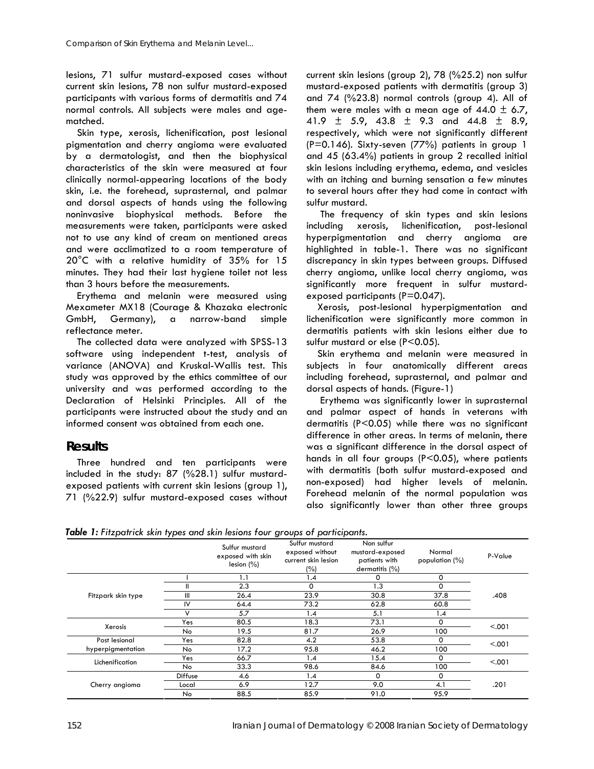lesions, 71 sulfur mustard-exposed cases without current skin lesions, 78 non sulfur mustard-exposed participants with various forms of dermatitis and 74 normal controls. All subjects were males and age-matched.

Skin type, xerosis, lichenification, post lesional pigmentation and cherry angioma were evaluated by a dermatologist, and then the biophysical characteristics of the skin were measured at four clinically normal-appearing locations of the body skin, i.e. the forehead, suprasternal, and palmar and dorsal aspects of hands using the following noninvasive biophysical methods. Before the measurements were taken, participants were asked not to use any kind of cream on mentioned areas and were acclimatized to a room temperature of 20°C with a relative humidity of 35% for 15 minutes. They had their last hygiene toilet not less than 3 hours before the measurements.

Erythema and melanin were measured using Mexameter MX18 (Courage & Khazaka electronic GmbH, Germany), a narrow-band simple reflectance meter.

The collected data were analyzed with SPSS-13 software using independent t-test, analysis of variance (ANOVA) and Kruskal-Wallis test. This study was approved by the ethics committee of our university and was performed according to the Declaration of Helsinki Principles. All of the participants were instructed about the study and an informed consent was obtained from each one.

## Results

Three hundred and ten participants were included in the study: 87 (%28.1) sulfur mustard-exposed patients with current skin lesions (group 1), 71 (%22.9) sulfur mustard-exposed cases without current skin lesions (group 2), 78 (%25.2) non sulfur mustard-exposed patients with dermatitis (group 3) and 74 (%23.8) normal controls (group 4). All of them were males with a mean age of 44.0 ± 6.7, 41.9 ± 5.9, 43.8 ± 9.3 and 44.8 ± 8.9, respectively, which were not significantly different (P=0.146). Sixty-seven (77%) patients in group 1 and 45 (63.4%) patients in group 2 recalled initial skin lesions including erythema, edema, and vesicles with an itching and burning sensation a few minutes to several hours after they had come in contact with sulfur mustard.

The frequency of skin types and skin lesions including xerosis, lichenification, post-lesional hyperpigmentation and cherry angioma are highlighted in table-1. There was no significant discrepancy in skin types between groups. Diffused cherry angioma, unlike local cherry angioma, was significantly more frequent in sulfur mustard-exposed participants (P=0.047).

Xerosis, post-lesional hyperpigmentation and lichenification were significantly more common in dermatitis patients with skin lesions either due to sulfur mustard or else (P<0.05).

Skin erythema and melanin were measured in subjects in four anatomically different areas including forehead, suprasternal, and palmar and dorsal aspects of hands. (Figure-1)

Erythema was significantly lower in suprasternal and palmar aspect of hands in veterans with dermatitis (P<0.05) while there was no significant difference in other areas. In terms of melanin, there was a significant difference in the dorsal aspect of hands in all four groups (P<0.05), where patients with dermatitis (both sulfur mustard-exposed and non-exposed) had higher levels of melanin. Forehead melanin of the normal population was also significantly lower than other three groups

***Table 1:*** *Fitzpatrick skin types and skin lesions four groups of participants.*

| | | Sulfur mustard exposed with skin lesion (%) | Sulfur mustard exposed without current skin lesion (%) | Non sulfur mustard-exposed patients with dermatitis (%) | Normal population (%) | P-Value |
|---|---|---|---|---|---|---|
| Fitzpark skin type | I | 1.1 | 1.4 | 0 | 0 | .408 |
| | II | 2.3 | 0 | 1.3 | 0 | |
| | III | 26.4 | 23.9 | 30.8 | 37.8 | |
| | IV | 64.4 | 73.2 | 62.8 | 60.8 | |
| | V | 5.7 | 1.4 | 5.1 | 1.4 | |
| Xerosis | Yes | 80.5 | 18.3 | 73.1 | 0 | <.001 |
| | No | 19.5 | 81.7 | 26.9 | 100 | |
| Post lesional hyperpigmentation | Yes | 82.8 | 4.2 | 53.8 | 0 | <.001 |
| | No | 17.2 | 95.8 | 46.2 | 100 | |
| Lichenification | Yes | 66.7 | 1.4 | 15.4 | 0 | <.001 |
| | No | 33.3 | 98.6 | 84.6 | 100 | |
| Cherry angioma | Diffuse | 4.6 | 1.4 | 0 | 0 | .201 |
| | Local | 6.9 | 12.7 | 9.0 | 4.1 | |
| | No | 88.5 | 85.9 | 91.0 | 95.9 | |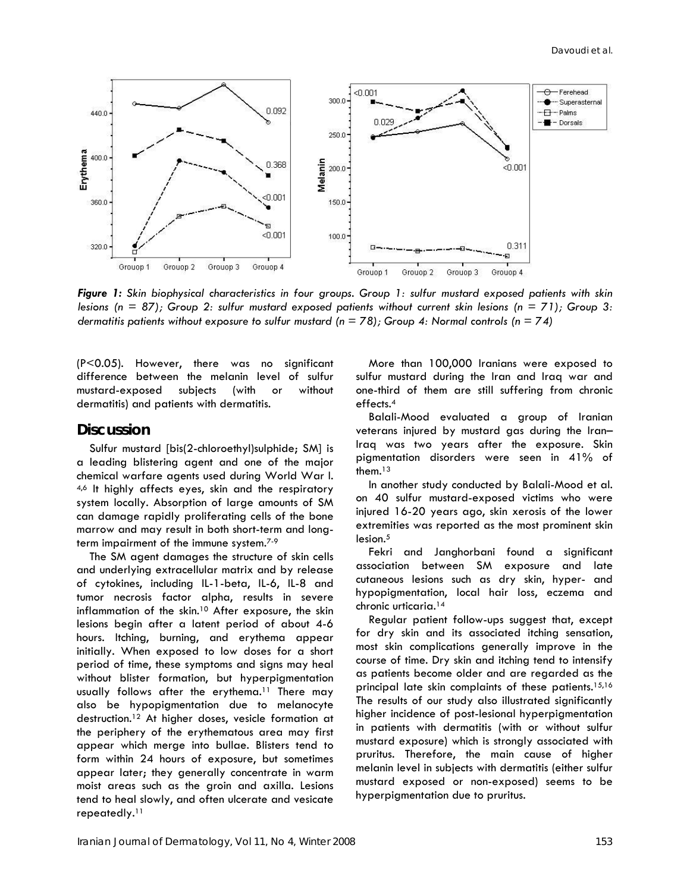*Figure 1: Skin biophysical characteristics in four groups. Group 1: sulfur mustard exposed patients with skin lesions (n = 87); Group 2: sulfur mustard exposed patients without current skin lesions (n = 71); Group 3: dermatitis patients without exposure to sulfur mustard (n = 78); Group 4: Normal controls (n = 74)*

(P<0.05). However, there was no significant difference between the melanin level of sulfur mustard-exposed subjects (with or without dermatitis) and patients with dermatitis.

## Discussion

Sulfur mustard [bis(2-chloroethyl)sulphide; SM] is a leading blistering agent and one of the major chemical warfare agents used during World War I.[4,6] It highly affects eyes, skin and the respiratory system locally. Absorption of large amounts of SM can damage rapidly proliferating cells of the bone marrow and may result in both short-term and long-term impairment of the immune system.[7-9]

The SM agent damages the structure of skin cells and underlying extracellular matrix and by release of cytokines, including IL-1-beta, IL-6, IL-8 and tumor necrosis factor alpha, results in severe inflammation of the skin.[10] After exposure, the skin lesions begin after a latent period of about 4-6 hours. Itching, burning, and erythema appear initially. When exposed to low doses for a short period of time, these symptoms and signs may heal without blister formation, but hyperpigmentation usually follows after the erythema.[11] There may also be hypopigmentation due to melanocyte destruction.[12] At higher doses, vesicle formation at the periphery of the erythematous area may first appear which merge into bullae. Blisters tend to form within 24 hours of exposure, but sometimes appear later; they generally concentrate in warm moist areas such as the groin and axilla. Lesions tend to heal slowly, and often ulcerate and vesicate repeatedly.[11]

More than 100,000 Iranians were exposed to sulfur mustard during the Iran and Iraq war and one-third of them are still suffering from chronic effects.[4]

Balali-Mood evaluated a group of Iranian veterans injured by mustard gas during the Iran–Iraq was two years after the exposure. Skin pigmentation disorders were seen in 41% of them.[13]

In another study conducted by Balali-Mood et al. on 40 sulfur mustard-exposed victims who were injured 16-20 years ago, skin xerosis of the lower extremities was reported as the most prominent skin lesion.[5]

Fekri and Janghorbani found a significant association between SM exposure and late cutaneous lesions such as dry skin, hyper- and hypopigmentation, local hair loss, eczema and chronic urticaria.[14]

Regular patient follow-ups suggest that, except for dry skin and its associated itching sensation, most skin complications generally improve in the course of time. Dry skin and itching tend to intensify as patients become older and are regarded as the principal late skin complaints of these patients.[15,16] The results of our study also illustrated significantly higher incidence of post-lesional hyperpigmentation in patients with dermatitis (with or without sulfur mustard exposure) which is strongly associated with pruritus. Therefore, the main cause of higher melanin level in subjects with dermatitis (either sulfur mustard exposed or non-exposed) seems to be hyperpigmentation due to pruritus.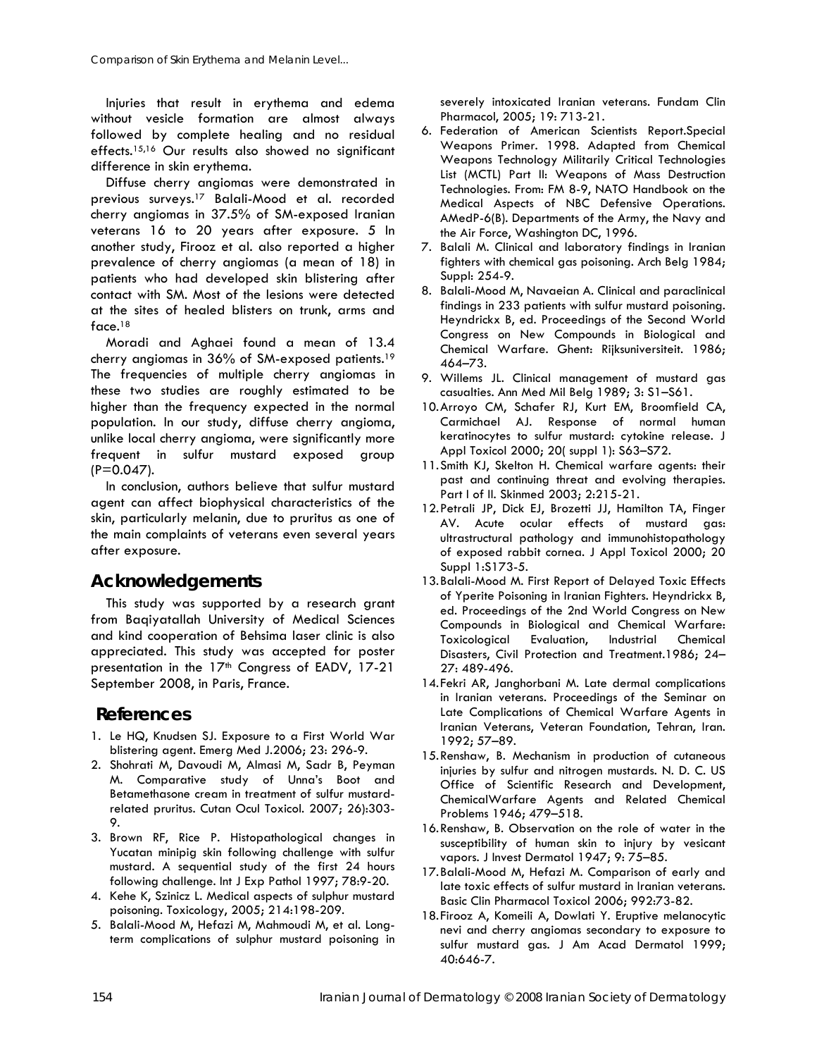Injuries that result in erythema and edema without vesicle formation are almost always followed by complete healing and no residual effects.[15,16] Our results also showed no significant difference in skin erythema.

Diffuse cherry angiomas were demonstrated in previous surveys.[17] Balali-Mood et al. recorded cherry angiomas in 37.5% of SM-exposed Iranian veterans 16 to 20 years after exposure. 5 In another study, Firooz et al. also reported a higher prevalence of cherry angiomas (a mean of 18) in patients who had developed skin blistering after contact with SM. Most of the lesions were detected at the sites of healed blisters on trunk, arms and face.[18]

Moradi and Aghaei found a mean of 13.4 cherry angiomas in 36% of SM-exposed patients.[19] The frequencies of multiple cherry angiomas in these two studies are roughly estimated to be higher than the frequency expected in the normal population. In our study, diffuse cherry angioma, unlike local cherry angioma, were significantly more frequent in sulfur mustard exposed group ($P=0.047$).

In conclusion, authors believe that sulfur mustard agent can affect biophysical characteristics of the skin, particularly melanin, due to pruritus as one of the main complaints of veterans even several years after exposure.

## Acknowledgements

This study was supported by a research grant from Baqiyatallah University of Medical Sciences and kind cooperation of Behsima laser clinic is also appreciated. This study was accepted for poster presentation in the 17th Congress of EADV, 17-21 September 2008, in Paris, France.

## References

1. Le HQ, Knudsen SJ. Exposure to a First World War blistering agent. Emerg Med J.2006; 23: 296-9.
2. Shohrati M, Davoudi M, Almasi M, Sadr B, Peyman M. Comparative study of Unna's Boot and Betamethasone cream in treatment of sulfur mustard-related pruritus. Cutan Ocul Toxicol. 2007; 26):303-9.
3. Brown RF, Rice P. Histopathological changes in Yucatan minipig skin following challenge with sulfur mustard. A sequential study of the first 24 hours following challenge. Int J Exp Pathol 1997; 78:9-20.
4. Kehe K, Szinicz L. Medical aspects of sulphur mustard poisoning. Toxicology, 2005; 214:198-209.
5. Balali-Mood M, Hefazi M, Mahmoudi M, et al. Long-term complications of sulphur mustard poisoning in severely intoxicated Iranian veterans. Fundam Clin Pharmacol, 2005; 19: 713-21.
6. Federation of American Scientists Report.Special Weapons Primer. 1998. Adapted from Chemical Weapons Technology Militarily Critical Technologies List (MCTL) Part II: Weapons of Mass Destruction Technologies. From: FM 8-9, NATO Handbook on the Medical Aspects of NBC Defensive Operations. AMedP-6(B). Departments of the Army, the Navy and the Air Force, Washington DC, 1996.
7. Balali M. Clinical and laboratory findings in Iranian fighters with chemical gas poisoning. Arch Belg 1984; Suppl: 254-9.
8. Balali-Mood M, Navaeian A. Clinical and paraclinical findings in 233 patients with sulfur mustard poisoning. Heyndrickx B, ed. Proceedings of the Second World Congress on New Compounds in Biological and Chemical Warfare. Ghent: Rijksuniversiteit. 1986; 464–73.
9. Willems JL. Clinical management of mustard gas casualties. Ann Med Mil Belg 1989; 3: S1–S61.
10. Arroyo CM, Schafer RJ, Kurt EM, Broomfield CA, Carmichael AJ. Response of normal human keratinocytes to sulfur mustard: cytokine release. J Appl Toxicol 2000; 20( suppl 1): S63–S72.
11. Smith KJ, Skelton H. Chemical warfare agents: their past and continuing threat and evolving therapies. Part I of II. Skinmed 2003; 2:215-21.
12. Petrali JP, Dick EJ, Brozetti JJ, Hamilton TA, Finger AV. Acute ocular effects of mustard gas: ultrastructural pathology and immunohistopathology of exposed rabbit cornea. J Appl Toxicol 2000; 20 Suppl 1:S173-5.
13. Balali-Mood M. First Report of Delayed Toxic Effects of Yperite Poisoning in Iranian Fighters. Heyndrickx B, ed. Proceedings of the 2nd World Congress on New Compounds in Biological and Chemical Warfare: Toxicological Evaluation, Industrial Chemical Disasters, Civil Protection and Treatment.1986; 24–27: 489-496.
14. Fekri AR, Janghorbani M. Late dermal complications in Iranian veterans. Proceedings of the Seminar on Late Complications of Chemical Warfare Agents in Iranian Veterans, Veteran Foundation, Tehran, Iran. 1992; 57–89.
15. Renshaw, B. Mechanism in production of cutaneous injuries by sulfur and nitrogen mustards. N. D. C. US Office of Scientific Research and Development, ChemicalWarfare Agents and Related Chemical Problems 1946; 479–518.
16. Renshaw, B. Observation on the role of water in the susceptibility of human skin to injury by vesicant vapors. J Invest Dermatol 1947; 9: 75–85.
17. Balali-Mood M, Hefazi M. Comparison of early and late toxic effects of sulfur mustard in Iranian veterans. Basic Clin Pharmacol Toxicol 2006; 992:73-82.
18. Firooz A, Komeili A, Dowlati Y. Eruptive melanocytic nevi and cherry angiomas secondary to exposure to sulfur mustard gas. J Am Acad Dermatol 1999; 40:646-7.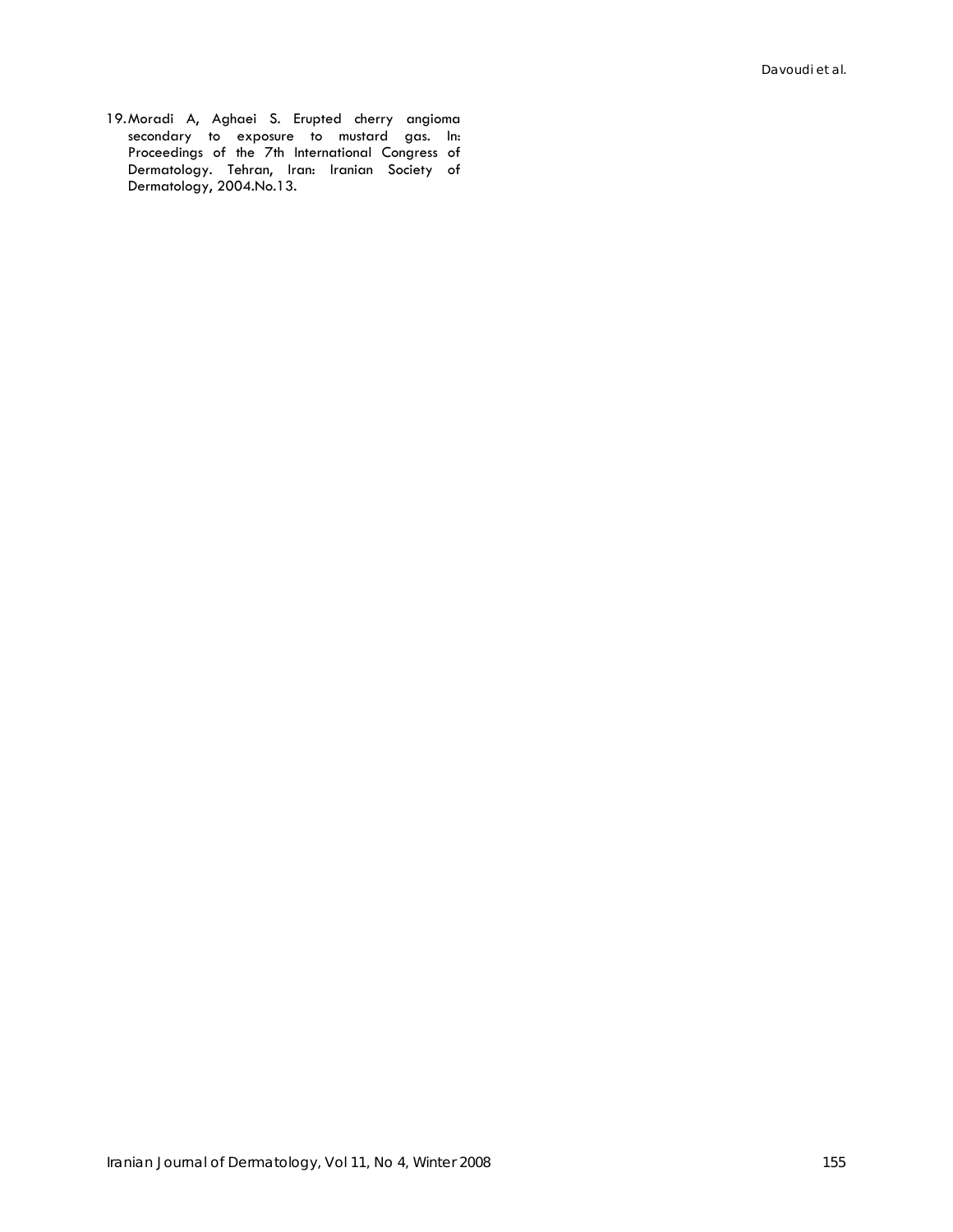19. Moradi A, Aghaei S. Erupted cherry angioma secondary to exposure to mustard gas. In: Proceedings of the 7th International Congress of Dermatology. Tehran, Iran: Iranian Society of Dermatology, 2004.No.13.